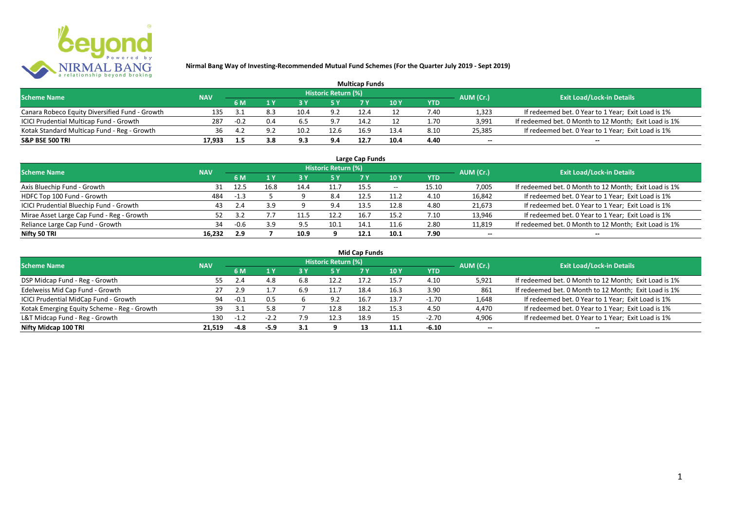**Nirmal Bang Way of Investing-Recommended Mutual Fund Schemes (For the Quarter July 2019 - Sept 2019)**

## Multicap Funds

| Scheme Name | NAV | Historic Return (%) | | | | | | | AUM (Cr.) | Exit Load/Lock-in Details |
|---|---|---|---|---|---|---|---|---|---|---|
| | | 6 M | 1 Y | 3 Y | 5 Y | 7 Y | 10 Y | YTD | | |
| Canara Robeco Equity Diversified Fund - Growth | 135 | 3.1 | 8.3 | 10.4 | 9.2 | 12.4 | 12 | 7.40 | 1,323 | If redeemed bet. 0 Year to 1 Year; Exit Load is 1% |
| ICICI Prudential Multicap Fund - Growth | 287 | -0.2 | 0.4 | 6.5 | 9.7 | 14.2 | 12 | 1.70 | 3,991 | If redeemed bet. 0 Month to 12 Month; Exit Load is 1% |
| Kotak Standard Multicap Fund - Reg - Growth | 36 | 4.2 | 9.2 | 10.2 | 12.6 | 16.9 | 13.4 | 8.10 | 25,385 | If redeemed bet. 0 Year to 1 Year; Exit Load is 1% |
| **S&P BSE 500 TRI** | **17,933** | **1.5** | **3.8** | **9.3** | **9.4** | **12.7** | **10.4** | **4.40** | -- | -- |

## Large Cap Funds

| Scheme Name | NAV | Historic Return (%) | | | | | | | AUM (Cr.) | Exit Load/Lock-in Details |
|---|---|---|---|---|---|---|---|---|---|---|
| | | 6 M | 1 Y | 3 Y | 5 Y | 7 Y | 10 Y | YTD | | |
| Axis Bluechip Fund - Growth | 31 | 12.5 | 16.8 | 14.4 | 11.7 | 15.5 | -- | 15.10 | 7,005 | If redeemed bet. 0 Month to 12 Month; Exit Load is 1% |
| HDFC Top 100 Fund - Growth | 484 | -1.3 | 5 | 9 | 8.4 | 12.5 | 11.2 | 4.10 | 16,842 | If redeemed bet. 0 Year to 1 Year; Exit Load is 1% |
| ICICI Prudential Bluechip Fund - Growth | 43 | 2.4 | 3.9 | 9 | 9.4 | 13.5 | 12.8 | 4.80 | 21,673 | If redeemed bet. 0 Year to 1 Year; Exit Load is 1% |
| Mirae Asset Large Cap Fund - Reg - Growth | 52 | 3.2 | 7.7 | 11.5 | 12.2 | 16.7 | 15.2 | 7.10 | 13,946 | If redeemed bet. 0 Year to 1 Year; Exit Load is 1% |
| Reliance Large Cap Fund - Growth | 34 | -0.6 | 3.9 | 9.5 | 10.1 | 14.1 | 11.6 | 2.80 | 11,819 | If redeemed bet. 0 Month to 12 Month; Exit Load is 1% |
| **Nifty 50 TRI** | **16,232** | **2.9** | **7** | **10.9** | **9** | **12.1** | **10.1** | **7.90** | -- | -- |

## Mid Cap Funds

| Scheme Name | NAV | Historic Return (%) | | | | | | | AUM (Cr.) | Exit Load/Lock-in Details |
|---|---|---|---|---|---|---|---|---|---|---|
| | | 6 M | 1 Y | 3 Y | 5 Y | 7 Y | 10 Y | YTD | | |
| DSP Midcap Fund - Reg - Growth | 55 | 2.4 | 4.8 | 6.8 | 12.2 | 17.2 | 15.7 | 4.10 | 5,921 | If redeemed bet. 0 Month to 12 Month; Exit Load is 1% |
| Edelweiss Mid Cap Fund - Growth | 27 | 2.9 | 1.7 | 6.9 | 11.7 | 18.4 | 16.3 | 3.90 | 861 | If redeemed bet. 0 Month to 12 Month; Exit Load is 1% |
| ICICI Prudential MidCap Fund - Growth | 94 | -0.1 | 0.5 | 6 | 9.2 | 16.7 | 13.7 | -1.70 | 1,648 | If redeemed bet. 0 Year to 1 Year; Exit Load is 1% |
| Kotak Emerging Equity Scheme - Reg - Growth | 39 | 3.1 | 5.8 | 7 | 12.8 | 18.2 | 15.3 | 4.50 | 4,470 | If redeemed bet. 0 Year to 1 Year; Exit Load is 1% |
| L&T Midcap Fund - Reg - Growth | 130 | -1.2 | -2.2 | 7.9 | 12.3 | 18.9 | 15 | -2.70 | 4,906 | If redeemed bet. 0 Year to 1 Year; Exit Load is 1% |
| **Nifty Midcap 100 TRI** | **21,519** | **-4.8** | **-5.9** | **3.1** | **9** | **13** | **11.1** | **-6.10** | -- | -- |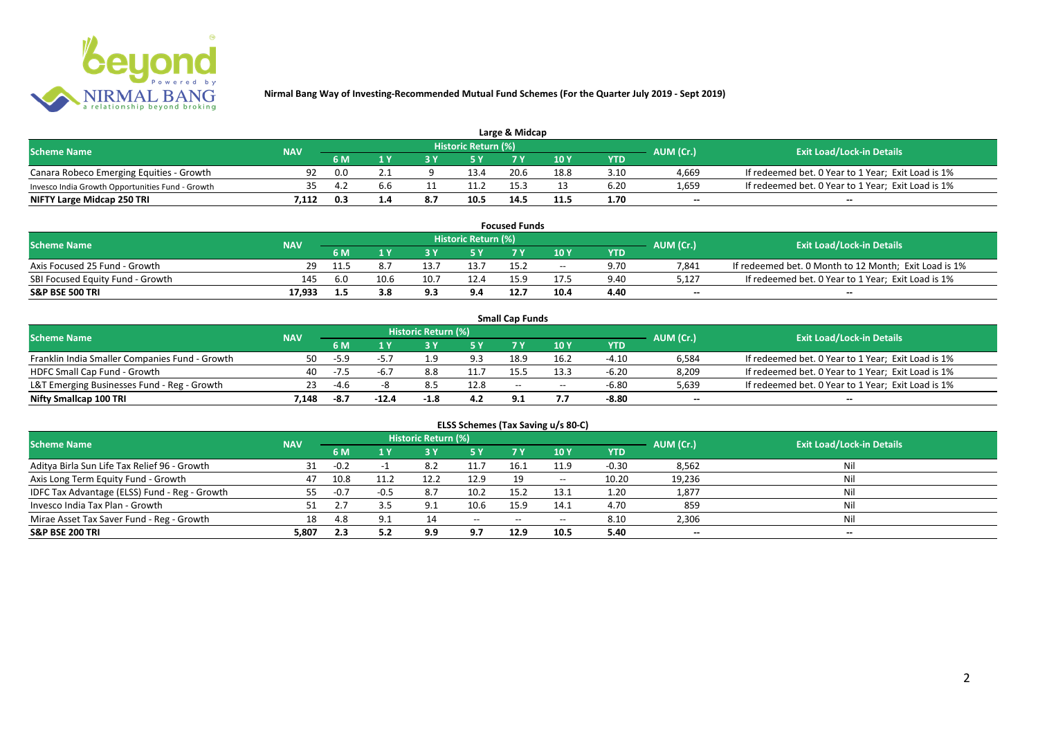**Nirmal Bang Way of Investing-Recommended Mutual Fund Schemes (For the Quarter July 2019 - Sept 2019)**

## Large & Midcap

| Scheme Name | NAV | Historic Return (%) | | | | | | | AUM (Cr.) | Exit Load/Lock-in Details |
|---|---|---|---|---|---|---|---|---|---|---|
| | | 6 M | 1 Y | 3 Y | 5 Y | 7 Y | 10 Y | YTD | | |
| Canara Robeco Emerging Equities - Growth | 92 | 0.0 | 2.1 | 9 | 13.4 | 20.6 | 18.8 | 3.10 | 4,669 | If redeemed bet. 0 Year to 1 Year; Exit Load is 1% |
| Invesco India Growth Opportunities Fund - Growth | 35 | 4.2 | 6.6 | 11 | 11.2 | 15.3 | 13 | 6.20 | 1,659 | If redeemed bet. 0 Year to 1 Year; Exit Load is 1% |
| **NIFTY Large Midcap 250 TRI** | **7,112** | **0.3** | **1.4** | **8.7** | **10.5** | **14.5** | **11.5** | **1.70** | **--** | **--** |

## Focused Funds

| Scheme Name | NAV | Historic Return (%) | | | | | | | AUM (Cr.) | Exit Load/Lock-in Details |
|---|---|---|---|---|---|---|---|---|---|---|
| | | 6 M | 1 Y | 3 Y | 5 Y | 7 Y | 10 Y | YTD | | |
| Axis Focused 25 Fund - Growth | 29 | 11.5 | 8.7 | 13.7 | 13.7 | 15.2 | -- | 9.70 | 7,841 | If redeemed bet. 0 Month to 12 Month; Exit Load is 1% |
| SBI Focused Equity Fund - Growth | 145 | 6.0 | 10.6 | 10.7 | 12.4 | 15.9 | 17.5 | 9.40 | 5,127 | If redeemed bet. 0 Year to 1 Year; Exit Load is 1% |
| **S&P BSE 500 TRI** | **17,933** | **1.5** | **3.8** | **9.3** | **9.4** | **12.7** | **10.4** | **4.40** | **--** | **--** |

## Small Cap Funds

| Scheme Name | NAV | Historic Return (%) | | | | | | | AUM (Cr.) | Exit Load/Lock-in Details |
|---|---|---|---|---|---|---|---|---|---|---|
| | | 6 M | 1 Y | 3 Y | 5 Y | 7 Y | 10 Y | YTD | | |
| Franklin India Smaller Companies Fund - Growth | 50 | -5.9 | -5.7 | 1.9 | 9.3 | 18.9 | 16.2 | -4.10 | 6,584 | If redeemed bet. 0 Year to 1 Year; Exit Load is 1% |
| HDFC Small Cap Fund - Growth | 40 | -7.5 | -6.7 | 8.8 | 11.7 | 15.5 | 13.3 | -6.20 | 8,209 | If redeemed bet. 0 Year to 1 Year; Exit Load is 1% |
| L&T Emerging Businesses Fund - Reg - Growth | 23 | -4.6 | -8 | 8.5 | 12.8 | -- | -- | -6.80 | 5,639 | If redeemed bet. 0 Year to 1 Year; Exit Load is 1% |
| **Nifty Smallcap 100 TRI** | **7,148** | **-8.7** | **-12.4** | **-1.8** | **4.2** | **9.1** | **7.7** | **-8.80** | **--** | **--** |

## ELSS Schemes (Tax Saving u/s 80-C)

| Scheme Name | NAV | Historic Return (%) | | | | | | | AUM (Cr.) | Exit Load/Lock-in Details |
|---|---|---|---|---|---|---|---|---|---|---|
| | | 6 M | 1 Y | 3 Y | 5 Y | 7 Y | 10 Y | YTD | | |
| Aditya Birla Sun Life Tax Relief 96 - Growth | 31 | -0.2 | -1 | 8.2 | 11.7 | 16.1 | 11.9 | -0.30 | 8,562 | Nil |
| Axis Long Term Equity Fund - Growth | 47 | 10.8 | 11.2 | 12.2 | 12.9 | 19 | -- | 10.20 | 19,236 | Nil |
| IDFC Tax Advantage (ELSS) Fund - Reg - Growth | 55 | -0.7 | -0.5 | 8.7 | 10.2 | 15.2 | 13.1 | 1.20 | 1,877 | Nil |
| Invesco India Tax Plan - Growth | 51 | 2.7 | 3.5 | 9.1 | 10.6 | 15.9 | 14.1 | 4.70 | 859 | Nil |
| Mirae Asset Tax Saver Fund - Reg - Growth | 18 | 4.8 | 9.1 | 14 | -- | -- | -- | 8.10 | 2,306 | Nil |
| **S&P BSE 200 TRI** | **5,807** | **2.3** | **5.2** | **9.9** | **9.7** | **12.9** | **10.5** | **5.40** | **--** | **--** |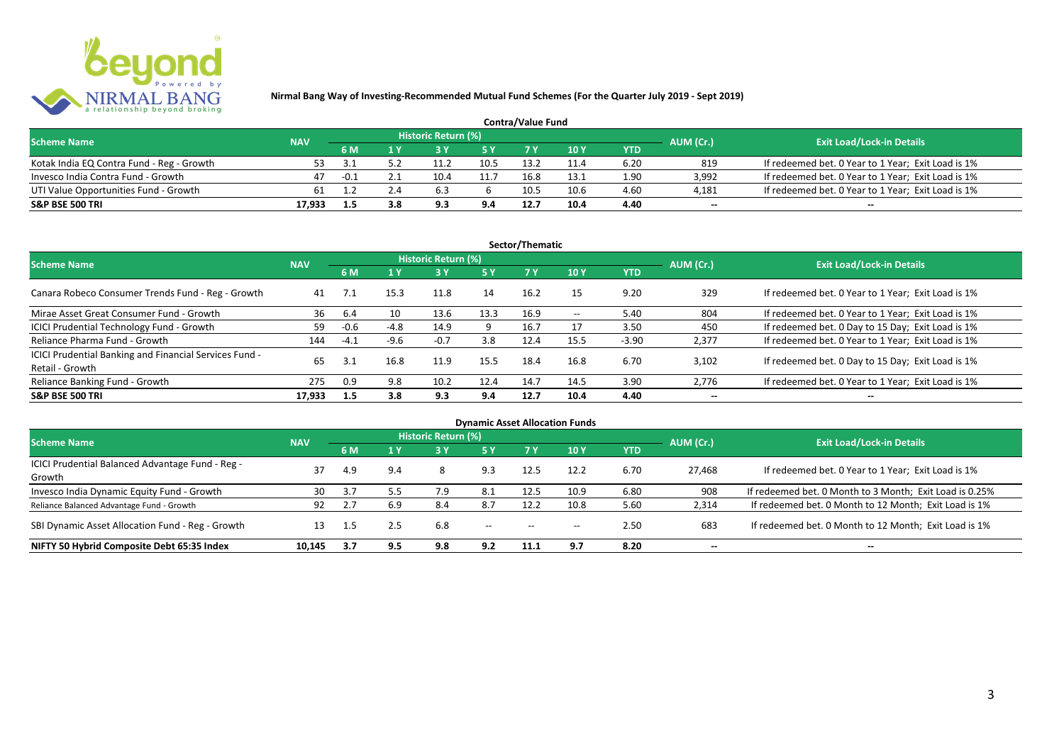**Nirmal Bang Way of Investing-Recommended Mutual Fund Schemes (For the Quarter July 2019 - Sept 2019)**

### Contra/Value Fund

| Scheme Name | NAV | Historic Return (%) | | | | | | | AUM (Cr.) | Exit Load/Lock-in Details |
|---|---|---|---|---|---|---|---|---|---|---|
| | | 6 M | 1 Y | 3 Y | 5 Y | 7 Y | 10 Y | YTD | | |
| Kotak India EQ Contra Fund - Reg - Growth | 53 | 3.1 | 5.2 | 11.2 | 10.5 | 13.2 | 11.4 | 6.20 | 819 | If redeemed bet. 0 Year to 1 Year; Exit Load is 1% |
| Invesco India Contra Fund - Growth | 47 | -0.1 | 2.1 | 10.4 | 11.7 | 16.8 | 13.1 | 1.90 | 3,992 | If redeemed bet. 0 Year to 1 Year; Exit Load is 1% |
| UTI Value Opportunities Fund - Growth | 61 | 1.2 | 2.4 | 6.3 | 6 | 10.5 | 10.6 | 4.60 | 4,181 | If redeemed bet. 0 Year to 1 Year; Exit Load is 1% |
| **S&P BSE 500 TRI** | **17,933** | **1.5** | **3.8** | **9.3** | **9.4** | **12.7** | **10.4** | **4.40** | -- | -- |

### Sector/Thematic

| Scheme Name | NAV | Historic Return (%) | | | | | | | AUM (Cr.) | Exit Load/Lock-in Details |
|---|---|---|---|---|---|---|---|---|---|---|
| | | 6 M | 1 Y | 3 Y | 5 Y | 7 Y | 10 Y | YTD | | |
| Canara Robeco Consumer Trends Fund - Reg - Growth | 41 | 7.1 | 15.3 | 11.8 | 14 | 16.2 | 15 | 9.20 | 329 | If redeemed bet. 0 Year to 1 Year; Exit Load is 1% |
| Mirae Asset Great Consumer Fund - Growth | 36 | 6.4 | 10 | 13.6 | 13.3 | 16.9 | -- | 5.40 | 804 | If redeemed bet. 0 Year to 1 Year; Exit Load is 1% |
| ICICI Prudential Technology Fund - Growth | 59 | -0.6 | -4.8 | 14.9 | 9 | 16.7 | 17 | 3.50 | 450 | If redeemed bet. 0 Day to 15 Day; Exit Load is 1% |
| Reliance Pharma Fund - Growth | 144 | -4.1 | -9.6 | -0.7 | 3.8 | 12.4 | 15.5 | -3.90 | 2,377 | If redeemed bet. 0 Year to 1 Year; Exit Load is 1% |
| ICICI Prudential Banking and Financial Services Fund - Retail - Growth | 65 | 3.1 | 16.8 | 11.9 | 15.5 | 18.4 | 16.8 | 6.70 | 3,102 | If redeemed bet. 0 Day to 15 Day; Exit Load is 1% |
| Reliance Banking Fund - Growth | 275 | 0.9 | 9.8 | 10.2 | 12.4 | 14.7 | 14.5 | 3.90 | 2,776 | If redeemed bet. 0 Year to 1 Year; Exit Load is 1% |
| **S&P BSE 500 TRI** | **17,933** | **1.5** | **3.8** | **9.3** | **9.4** | **12.7** | **10.4** | **4.40** | -- | -- |

### Dynamic Asset Allocation Funds

| Scheme Name | NAV | Historic Return (%) | | | | | | | AUM (Cr.) | Exit Load/Lock-in Details |
|---|---|---|---|---|---|---|---|---|---|---|
| | | 6 M | 1 Y | 3 Y | 5 Y | 7 Y | 10 Y | YTD | | |
| ICICI Prudential Balanced Advantage Fund - Reg - Growth | 37 | 4.9 | 9.4 | 8 | 9.3 | 12.5 | 12.2 | 6.70 | 27,468 | If redeemed bet. 0 Year to 1 Year; Exit Load is 1% |
| Invesco India Dynamic Equity Fund - Growth | 30 | 3.7 | 5.5 | 7.9 | 8.1 | 12.5 | 10.9 | 6.80 | 908 | If redeemed bet. 0 Month to 3 Month; Exit Load is 0.25% |
| Reliance Balanced Advantage Fund - Growth | 92 | 2.7 | 6.9 | 8.4 | 8.7 | 12.2 | 10.8 | 5.60 | 2,314 | If redeemed bet. 0 Month to 12 Month; Exit Load is 1% |
| SBI Dynamic Asset Allocation Fund - Reg - Growth | 13 | 1.5 | 2.5 | 6.8 | -- | -- | -- | 2.50 | 683 | If redeemed bet. 0 Month to 12 Month; Exit Load is 1% |
| **NIFTY 50 Hybrid Composite Debt 65:35 Index** | **10,145** | **3.7** | **9.5** | **9.8** | **9.2** | **11.1** | **9.7** | **8.20** | -- | -- |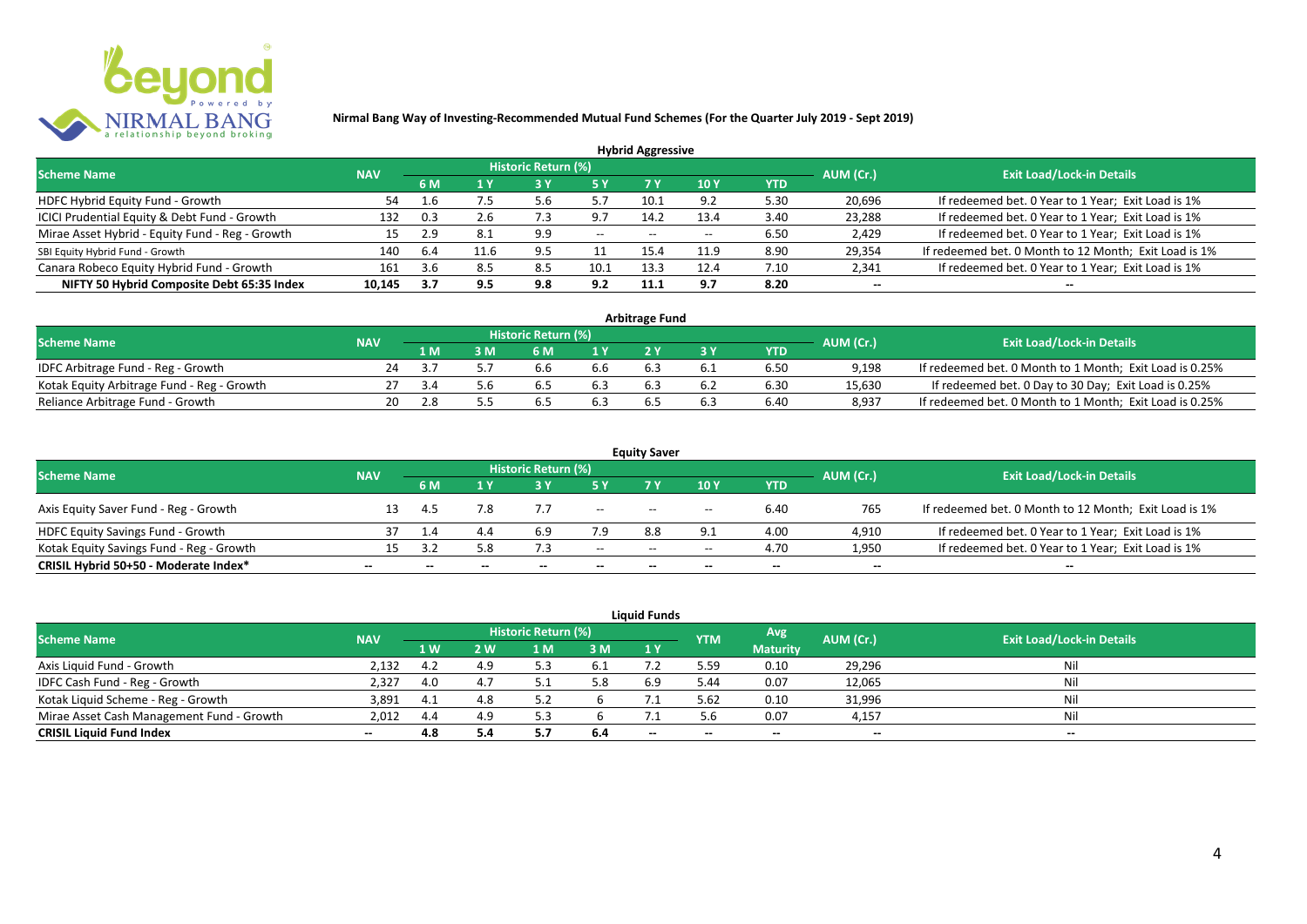**Nirmal Bang Way of Investing-Recommended Mutual Fund Schemes (For the Quarter July 2019 - Sept 2019)**

## Hybrid Aggressive

| Scheme Name | NAV | Historic Return (%) | | | | | | | AUM (Cr.) | Exit Load/Lock-in Details |
|---|---|---|---|---|---|---|---|---|---|---|
| | | 6 M | 1 Y | 3 Y | 5 Y | 7 Y | 10 Y | YTD | | |
| HDFC Hybrid Equity Fund - Growth | 54 | 1.6 | 7.5 | 5.6 | 5.7 | 10.1 | 9.2 | 5.30 | 20,696 | If redeemed bet. 0 Year to 1 Year; Exit Load is 1% |
| ICICI Prudential Equity & Debt Fund - Growth | 132 | 0.3 | 2.6 | 7.3 | 9.7 | 14.2 | 13.4 | 3.40 | 23,288 | If redeemed bet. 0 Year to 1 Year; Exit Load is 1% |
| Mirae Asset Hybrid - Equity Fund - Reg - Growth | 15 | 2.9 | 8.1 | 9.9 | -- | -- | -- | 6.50 | 2,429 | If redeemed bet. 0 Year to 1 Year; Exit Load is 1% |
| SBI Equity Hybrid Fund - Growth | 140 | 6.4 | 11.6 | 9.5 | 11 | 15.4 | 11.9 | 8.90 | 29,354 | If redeemed bet. 0 Month to 12 Month; Exit Load is 1% |
| Canara Robeco Equity Hybrid Fund - Growth | 161 | 3.6 | 8.5 | 8.5 | 10.1 | 13.3 | 12.4 | 7.10 | 2,341 | If redeemed bet. 0 Year to 1 Year; Exit Load is 1% |
| **NIFTY 50 Hybrid Composite Debt 65:35 Index** | **10,145** | **3.7** | **9.5** | **9.8** | **9.2** | **11.1** | **9.7** | **8.20** | **--** | **--** |

## Arbitrage Fund

| Scheme Name | NAV | Historic Return (%) | | | | | | | AUM (Cr.) | Exit Load/Lock-in Details |
|---|---|---|---|---|---|---|---|---|---|---|
| | | 1 M | 3 M | 6 M | 1 Y | 2 Y | 3 Y | YTD | | |
| IDFC Arbitrage Fund - Reg - Growth | 24 | 3.7 | 5.7 | 6.6 | 6.6 | 6.3 | 6.1 | 6.50 | 9,198 | If redeemed bet. 0 Month to 1 Month; Exit Load is 0.25% |
| Kotak Equity Arbitrage Fund - Reg - Growth | 27 | 3.4 | 5.6 | 6.5 | 6.3 | 6.3 | 6.2 | 6.30 | 15,630 | If redeemed bet. 0 Day to 30 Day; Exit Load is 0.25% |
| Reliance Arbitrage Fund - Growth | 20 | 2.8 | 5.5 | 6.5 | 6.3 | 6.5 | 6.3 | 6.40 | 8,937 | If redeemed bet. 0 Month to 1 Month; Exit Load is 0.25% |

## Equity Saver

| Scheme Name | NAV | Historic Return (%) | | | | | | | AUM (Cr.) | Exit Load/Lock-in Details |
|---|---|---|---|---|---|---|---|---|---|---|
| | | 6 M | 1 Y | 3 Y | 5 Y | 7 Y | 10 Y | YTD | | |
| Axis Equity Saver Fund - Reg - Growth | 13 | 4.5 | 7.8 | 7.7 | -- | -- | -- | 6.40 | 765 | If redeemed bet. 0 Month to 12 Month; Exit Load is 1% |
| HDFC Equity Savings Fund - Growth | 37 | 1.4 | 4.4 | 6.9 | 7.9 | 8.8 | 9.1 | 4.00 | 4,910 | If redeemed bet. 0 Year to 1 Year; Exit Load is 1% |
| Kotak Equity Savings Fund - Reg - Growth | 15 | 3.2 | 5.8 | 7.3 | -- | -- | -- | 4.70 | 1,950 | If redeemed bet. 0 Year to 1 Year; Exit Load is 1% |
| **CRISIL Hybrid 50+50 - Moderate Index*** | **--** | **--** | **--** | **--** | **--** | **--** | **--** | **--** | **--** | **--** |

## Liquid Funds

| Scheme Name | NAV | Historic Return (%) | | | | | YTM | Avg Maturity | AUM (Cr.) | Exit Load/Lock-in Details |
|---|---|---|---|---|---|---|---|---|---|---|
| | | 1 W | 2 W | 1 M | 3 M | 1 Y | | | | |
| Axis Liquid Fund - Growth | 2,132 | 4.2 | 4.9 | 5.3 | 6.1 | 7.2 | 5.59 | 0.10 | 29,296 | Nil |
| IDFC Cash Fund - Reg - Growth | 2,327 | 4.0 | 4.7 | 5.1 | 5.8 | 6.9 | 5.44 | 0.07 | 12,065 | Nil |
| Kotak Liquid Scheme - Reg - Growth | 3,891 | 4.1 | 4.8 | 5.2 | 6 | 7.1 | 5.62 | 0.10 | 31,996 | Nil |
| Mirae Asset Cash Management Fund - Growth | 2,012 | 4.4 | 4.9 | 5.3 | 6 | 7.1 | 5.6 | 0.07 | 4,157 | Nil |
| **CRISIL Liquid Fund Index** | **--** | **4.8** | **5.4** | **5.7** | **6.4** | **--** | **--** | **--** | **--** | **--** |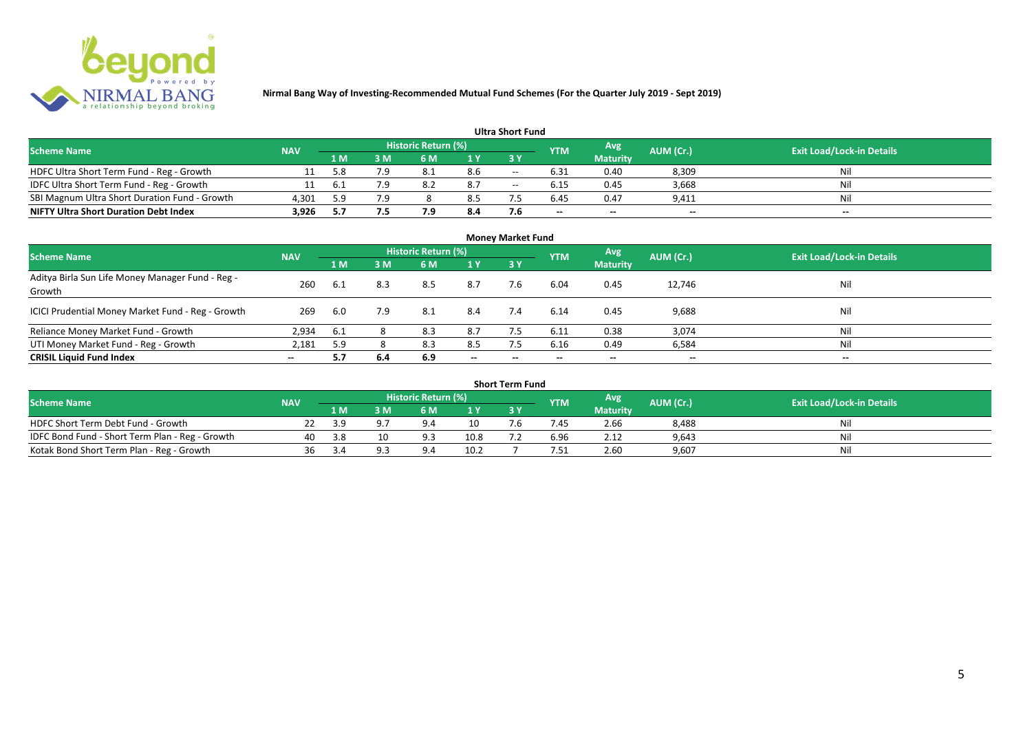**Nirmal Bang Way of Investing-Recommended Mutual Fund Schemes (For the Quarter July 2019 - Sept 2019)**

## Ultra Short Fund

| Scheme Name | NAV | Historic Return (%) | | | | | YTM | Avg Maturity | AUM (Cr.) | Exit Load/Lock-in Details |
|---|---|---|---|---|---|---|---|---|---|---|
| | | 1 M | 3 M | 6 M | 1 Y | 3 Y | | | | |
| HDFC Ultra Short Term Fund - Reg - Growth | 11 | 5.8 | 7.9 | 8.1 | 8.6 | -- | 6.31 | 0.40 | 8,309 | Nil |
| IDFC Ultra Short Term Fund - Reg - Growth | 11 | 6.1 | 7.9 | 8.2 | 8.7 | -- | 6.15 | 0.45 | 3,668 | Nil |
| SBI Magnum Ultra Short Duration Fund - Growth | 4,301 | 5.9 | 7.9 | 8 | 8.5 | 7.5 | 6.45 | 0.47 | 9,411 | Nil |
| **NIFTY Ultra Short Duration Debt Index** | **3,926** | **5.7** | **7.5** | **7.9** | **8.4** | **7.6** | -- | -- | -- | -- |

## Money Market Fund

| Scheme Name | NAV | Historic Return (%) | | | | | YTM | Avg Maturity | AUM (Cr.) | Exit Load/Lock-in Details |
|---|---|---|---|---|---|---|---|---|---|---|
| | | 1 M | 3 M | 6 M | 1 Y | 3 Y | | | | |
| Aditya Birla Sun Life Money Manager Fund - Reg - Growth | 260 | 6.1 | 8.3 | 8.5 | 8.7 | 7.6 | 6.04 | 0.45 | 12,746 | Nil |
| ICICI Prudential Money Market Fund - Reg - Growth | 269 | 6.0 | 7.9 | 8.1 | 8.4 | 7.4 | 6.14 | 0.45 | 9,688 | Nil |
| Reliance Money Market Fund - Growth | 2,934 | 6.1 | 8 | 8.3 | 8.7 | 7.5 | 6.11 | 0.38 | 3,074 | Nil |
| UTI Money Market Fund - Reg - Growth | 2,181 | 5.9 | 8 | 8.3 | 8.5 | 7.5 | 6.16 | 0.49 | 6,584 | Nil |
| **CRISIL Liquid Fund Index** | -- | **5.7** | **6.4** | **6.9** | -- | -- | -- | -- | -- | -- |

## Short Term Fund

| Scheme Name | NAV | Historic Return (%) | | | | | YTM | Avg Maturity | AUM (Cr.) | Exit Load/Lock-in Details |
|---|---|---|---|---|---|---|---|---|---|---|
| | | 1 M | 3 M | 6 M | 1 Y | 3 Y | | | | |
| HDFC Short Term Debt Fund - Growth | 22 | 3.9 | 9.7 | 9.4 | 10 | 7.6 | 7.45 | 2.66 | 8,488 | Nil |
| IDFC Bond Fund - Short Term Plan - Reg - Growth | 40 | 3.8 | 10 | 9.3 | 10.8 | 7.2 | 6.96 | 2.12 | 9,643 | Nil |
| Kotak Bond Short Term Plan - Reg - Growth | 36 | 3.4 | 9.3 | 9.4 | 10.2 | 7 | 7.51 | 2.60 | 9,607 | Nil |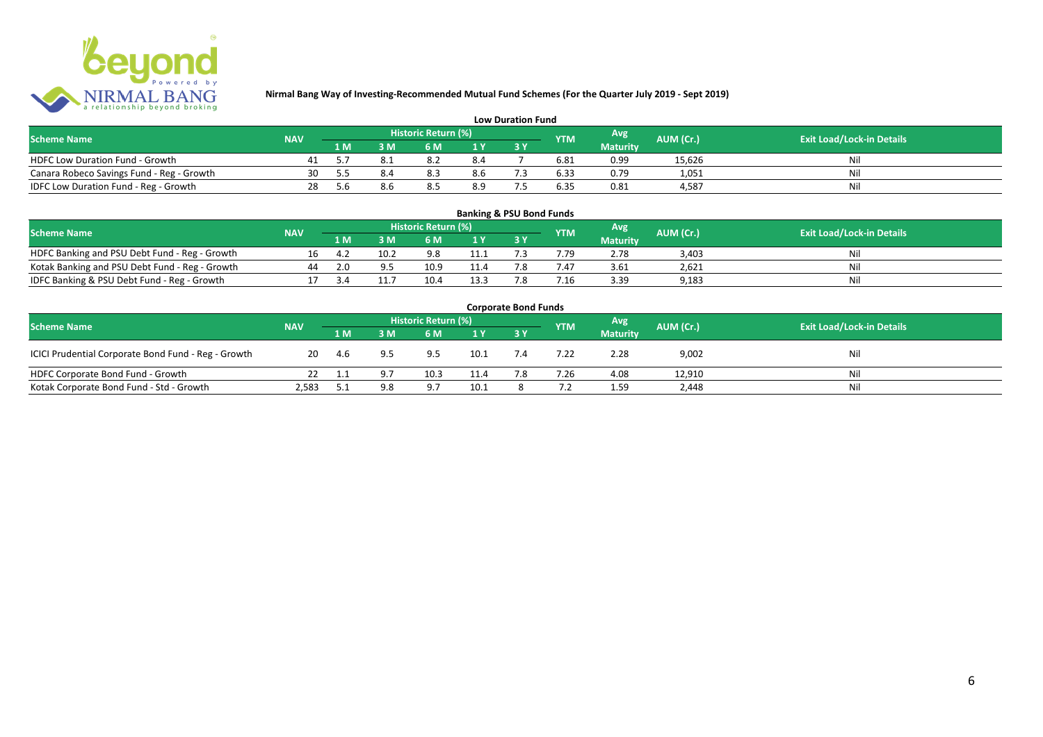**Nirmal Bang Way of Investing-Recommended Mutual Fund Schemes (For the Quarter July 2019 - Sept 2019)**

## Low Duration Fund

| Scheme Name | NAV | Historic Return (%) | | | | | YTM | Avg Maturity | AUM (Cr.) | Exit Load/Lock-in Details |
|---|---|---|---|---|---|---|---|---|---|---|
| | | 1 M | 3 M | 6 M | 1 Y | 3 Y | | | | |
| HDFC Low Duration Fund - Growth | 41 | 5.7 | 8.1 | 8.2 | 8.4 | 7 | 6.81 | 0.99 | 15,626 | Nil |
| Canara Robeco Savings Fund - Reg - Growth | 30 | 5.5 | 8.4 | 8.3 | 8.6 | 7.3 | 6.33 | 0.79 | 1,051 | Nil |
| IDFC Low Duration Fund - Reg - Growth | 28 | 5.6 | 8.6 | 8.5 | 8.9 | 7.5 | 6.35 | 0.81 | 4,587 | Nil |

## Banking & PSU Bond Funds

| Scheme Name | NAV | Historic Return (%) | | | | | YTM | Avg Maturity | AUM (Cr.) | Exit Load/Lock-in Details |
|---|---|---|---|---|---|---|---|---|---|---|
| | | 1 M | 3 M | 6 M | 1 Y | 3 Y | | | | |
| HDFC Banking and PSU Debt Fund - Reg - Growth | 16 | 4.2 | 10.2 | 9.8 | 11.1 | 7.3 | 7.79 | 2.78 | 3,403 | Nil |
| Kotak Banking and PSU Debt Fund - Reg - Growth | 44 | 2.0 | 9.5 | 10.9 | 11.4 | 7.8 | 7.47 | 3.61 | 2,621 | Nil |
| IDFC Banking & PSU Debt Fund - Reg - Growth | 17 | 3.4 | 11.7 | 10.4 | 13.3 | 7.8 | 7.16 | 3.39 | 9,183 | Nil |

## Corporate Bond Funds

| Scheme Name | NAV | Historic Return (%) | | | | | YTM | Avg Maturity | AUM (Cr.) | Exit Load/Lock-in Details |
|---|---|---|---|---|---|---|---|---|---|---|
| | | 1 M | 3 M | 6 M | 1 Y | 3 Y | | | | |
| ICICI Prudential Corporate Bond Fund - Reg - Growth | 20 | 4.6 | 9.5 | 9.5 | 10.1 | 7.4 | 7.22 | 2.28 | 9,002 | Nil |
| HDFC Corporate Bond Fund - Growth | 22 | 1.1 | 9.7 | 10.3 | 11.4 | 7.8 | 7.26 | 4.08 | 12,910 | Nil |
| Kotak Corporate Bond Fund - Std - Growth | 2,583 | 5.1 | 9.8 | 9.7 | 10.1 | 8 | 7.2 | 1.59 | 2,448 | Nil |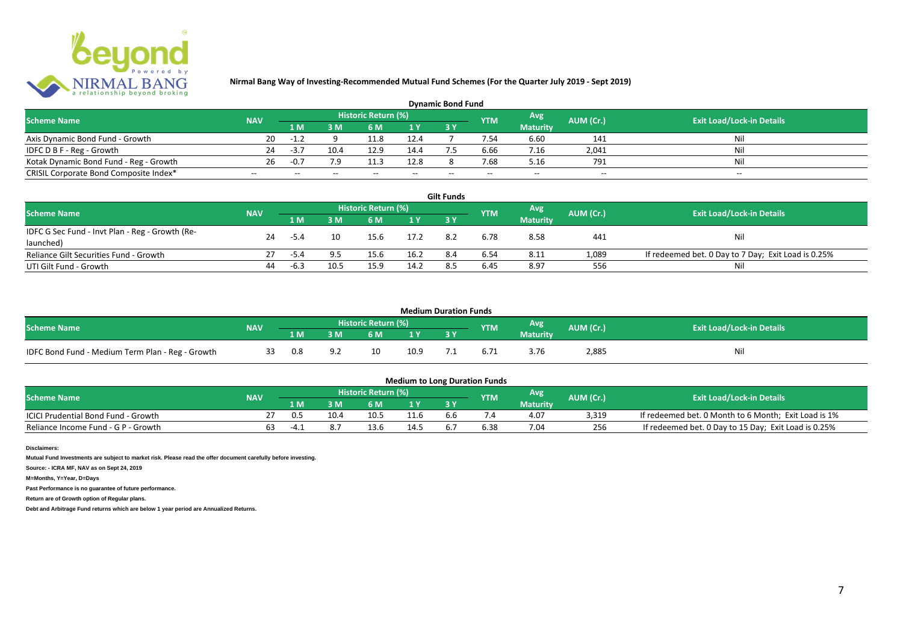# Nirmal Bang Way of Investing-Recommended Mutual Fund Schemes (For the Quarter July 2019 - Sept 2019)

## Dynamic Bond Fund

| Scheme Name | NAV | Historic Return (%) | | | | | YTM | Avg Maturity | AUM (Cr.) | Exit Load/Lock-in Details |
|---|---|---|---|---|---|---|---|---|---|---|
| | | 1 M | 3 M | 6 M | 1 Y | 3 Y | | | | |
| Axis Dynamic Bond Fund - Growth | 20 | -1.2 | 9 | 11.8 | 12.4 | 7 | 7.54 | 6.60 | 141 | Nil |
| IDFC D B F - Reg - Growth | 24 | -3.7 | 10.4 | 12.9 | 14.4 | 7.5 | 6.66 | 7.16 | 2,041 | Nil |
| Kotak Dynamic Bond Fund - Reg - Growth | 26 | -0.7 | 7.9 | 11.3 | 12.8 | 8 | 7.68 | 5.16 | 791 | Nil |
| CRISIL Corporate Bond Composite Index* | -- | -- | -- | -- | -- | -- | -- | -- | -- | -- |

## Gilt Funds

| Scheme Name | NAV | Historic Return (%) | | | | | YTM | Avg Maturity | AUM (Cr.) | Exit Load/Lock-in Details |
|---|---|---|---|---|---|---|---|---|---|---|
| | | 1 M | 3 M | 6 M | 1 Y | 3 Y | | | | |
| IDFC G Sec Fund - Invt Plan - Reg - Growth (Re-launched) | 24 | -5.4 | 10 | 15.6 | 17.2 | 8.2 | 6.78 | 8.58 | 441 | Nil |
| Reliance Gilt Securities Fund - Growth | 27 | -5.4 | 9.5 | 15.6 | 16.2 | 8.4 | 6.54 | 8.11 | 1,089 | If redeemed bet. 0 Day to 7 Day; Exit Load is 0.25% |
| UTI Gilt Fund - Growth | 44 | -6.3 | 10.5 | 15.9 | 14.2 | 8.5 | 6.45 | 8.97 | 556 | Nil |

## Medium Duration Funds

| Scheme Name | NAV | Historic Return (%) | | | | | YTM | Avg Maturity | AUM (Cr.) | Exit Load/Lock-in Details |
|---|---|---|---|---|---|---|---|---|---|---|
| | | 1 M | 3 M | 6 M | 1 Y | 3 Y | | | | |
| IDFC Bond Fund - Medium Term Plan - Reg - Growth | 33 | 0.8 | 9.2 | 10 | 10.9 | 7.1 | 6.71 | 3.76 | 2,885 | Nil |

## Medium to Long Duration Funds

| Scheme Name | NAV | Historic Return (%) | | | | | YTM | Avg Maturity | AUM (Cr.) | Exit Load/Lock-in Details |
|---|---|---|---|---|---|---|---|---|---|---|
| | | 1 M | 3 M | 6 M | 1 Y | 3 Y | | | | |
| ICICI Prudential Bond Fund - Growth | 27 | 0.5 | 10.4 | 10.5 | 11.6 | 6.6 | 7.4 | 4.07 | 3,319 | If redeemed bet. 0 Month to 6 Month; Exit Load is 1% |
| Reliance Income Fund - G P - Growth | 63 | -4.1 | 8.7 | 13.6 | 14.5 | 6.7 | 6.38 | 7.04 | 256 | If redeemed bet. 0 Day to 15 Day; Exit Load is 0.25% |

**Disclaimers:**

**Mutual Fund Investments are subject to market risk. Please read the offer document carefully before investing.**

**Source: - ICRA MF, NAV as on Sept 24, 2019**

**M=Months, Y=Year, D=Days**

**Past Performance is no guarantee of future performance.**

**Return are of Growth option of Regular plans.**

**Debt and Arbitrage Fund returns which are below 1 year period are Annualized Returns.**